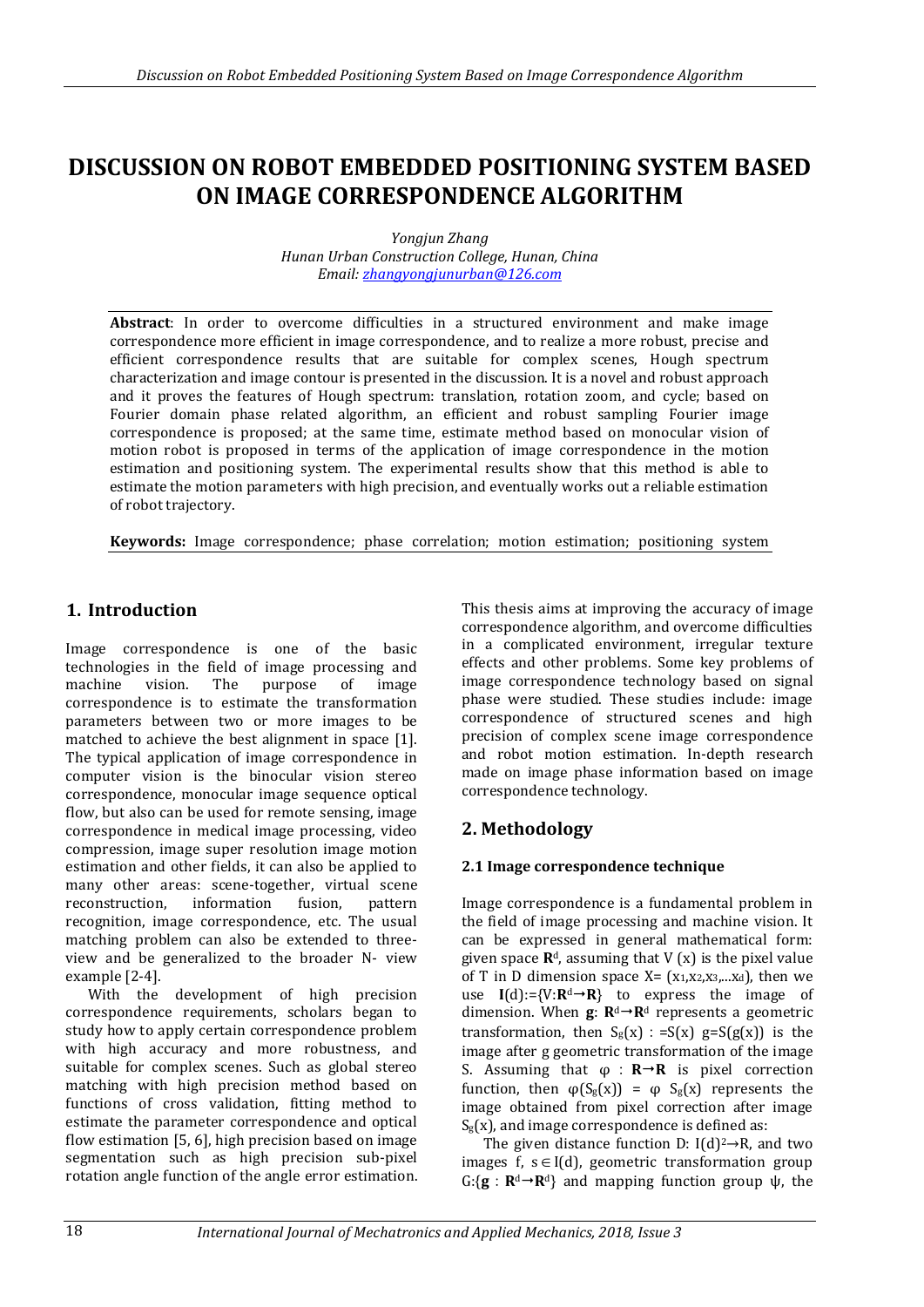# DISCUSSION ON ROBOT EMBEDDED POSITIONING SYSTEM BASED ON IMAGE CORRESPONDENCE ALGORITHM

*Yongjun Zhang*
*Hunan Urban Construction College, Hunan, China*
*Email: zhangyongjunurban@126.com*

**Abstract**: In order to overcome difficulties in a structured environment and make image correspondence more efficient in image correspondence, and to realize a more robust, precise and efficient correspondence results that are suitable for complex scenes, Hough spectrum characterization and image contour is presented in the discussion. It is a novel and robust approach and it proves the features of Hough spectrum: translation, rotation zoom, and cycle; based on Fourier domain phase related algorithm, an efficient and robust sampling Fourier image correspondence is proposed; at the same time, estimate method based on monocular vision of motion robot is proposed in terms of the application of image correspondence in the motion estimation and positioning system. The experimental results show that this method is able to estimate the motion parameters with high precision, and eventually works out a reliable estimation of robot trajectory.

**Keywords:** Image correspondence; phase correlation; motion estimation; positioning system

## 1. Introduction

Image correspondence is one of the basic technologies in the field of image processing and machine vision. The purpose of image correspondence is to estimate the transformation parameters between two or more images to be matched to achieve the best alignment in space [1]. The typical application of image correspondence in computer vision is the binocular vision stereo correspondence, monocular image sequence optical flow, but also can be used for remote sensing, image correspondence in medical image processing, video compression, image super resolution image motion estimation and other fields, it can also be applied to many other areas: scene-together, virtual scene reconstruction, information fusion, pattern recognition, image correspondence, etc. The usual matching problem can also be extended to three-view and be generalized to the broader N- view example [2-4].

With the development of high precision correspondence requirements, scholars began to study how to apply certain correspondence problem with high accuracy and more robustness, and suitable for complex scenes. Such as global stereo matching with high precision method based on functions of cross validation, fitting method to estimate the parameter correspondence and optical flow estimation [5, 6], high precision based on image segmentation such as high precision sub-pixel rotation angle function of the angle error estimation.

This thesis aims at improving the accuracy of image correspondence algorithm, and overcome difficulties in a complicated environment, irregular texture effects and other problems. Some key problems of image correspondence technology based on signal phase were studied. These studies include: image correspondence of structured scenes and high precision of complex scene image correspondence and robot motion estimation. In-depth research made on image phase information based on image correspondence technology.

## 2. Methodology

### 2.1 Image correspondence technique

Image correspondence is a fundamental problem in the field of image processing and machine vision. It can be expressed in general mathematical form: given space $\mathbf{R}^d$, assuming that V (x) is the pixel value of T in D dimension space X= ($x_1$,$x_2$,$x_3$,...$x_d$), then we use $\mathbf{I}(d)$:={V:$\mathbf{R}^d \rightarrow \mathbf{R}$} to express the image of dimension. When $\mathbf{g}$: $\mathbf{R}^d \rightarrow \mathbf{R}^d$ represents a geometric transformation, then $S_g(x)$ : =S(x) g=S(g(x)) is the image after g geometric transformation of the image S. Assuming that φ : $\mathbf{R} \rightarrow \mathbf{R}$ is pixel correction function, then $\varphi(S_g(x))$ = φ $S_g(x)$ represents the image obtained from pixel correction after image $S_g(x)$, and image correspondence is defined as:

The given distance function D: $I(d)^2 \rightarrow R$, and two images f, s∈I(d), geometric transformation group G:{$\mathbf{g}$ : $\mathbf{R}^d \rightarrow \mathbf{R}^d$} and mapping function group ψ, the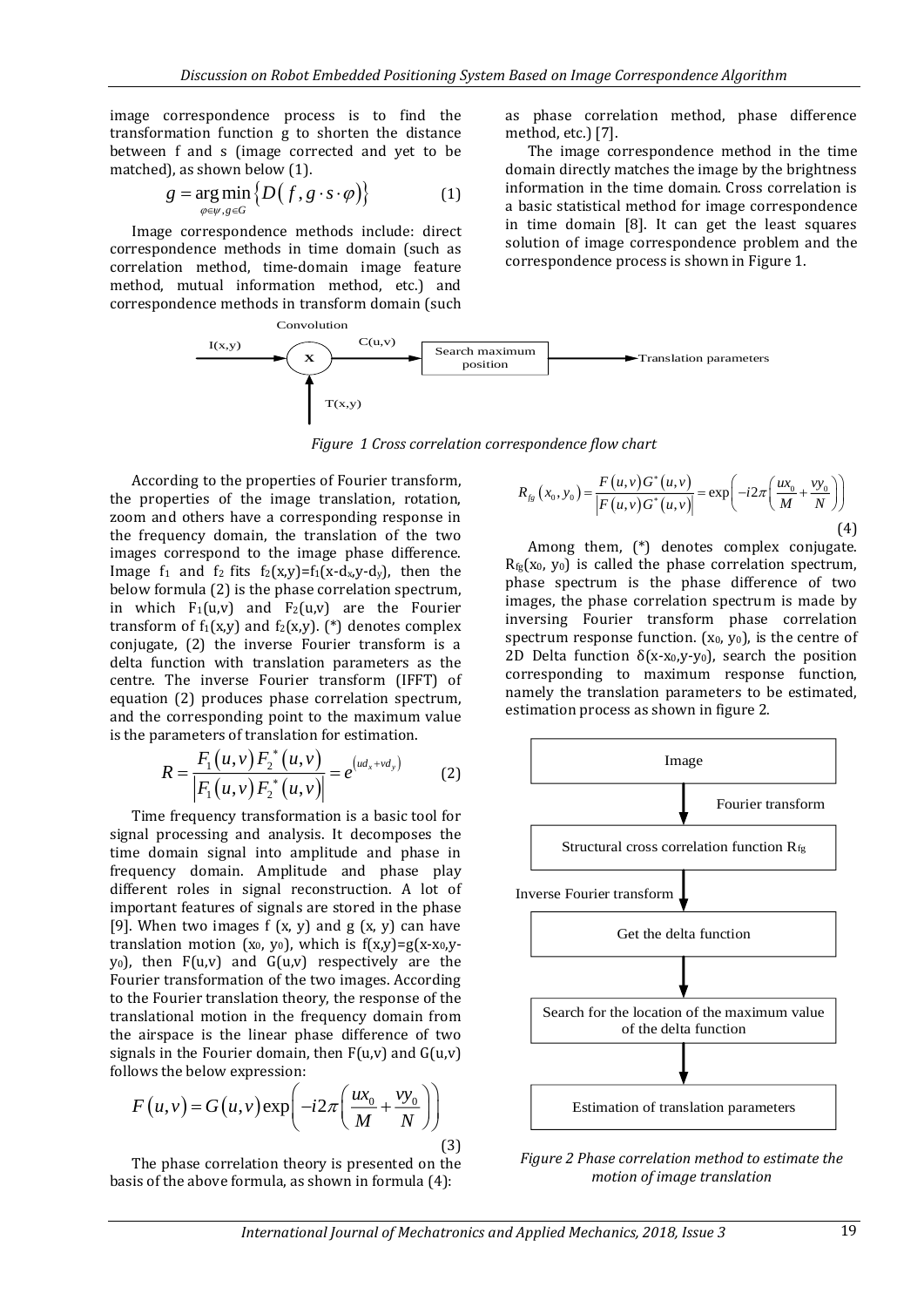image correspondence process is to find the transformation function g to shorten the distance between f and s (image corrected and yet to be matched), as shown below (1).

$$g = \arg\min_{\varphi\in\psi, g\in G}\left\{D\left(f, g\cdot s\cdot\varphi\right)\right\} \tag{1}$$

Image correspondence methods include: direct correspondence methods in time domain (such as correlation method, time-domain image feature method, mutual information method, etc.) and correspondence methods in transform domain (such as phase correlation method, phase difference method, etc.) [7].

The image correspondence method in the time domain directly matches the image by the brightness information in the time domain. Cross correlation is a basic statistical method for image correspondence in time domain [8]. It can get the least squares solution of image correspondence problem and the correspondence process is shown in Figure 1.

Convolution

I(x,y) → x → C(u,v) → Search maximum position → Translation parameters

T(x,y)

*Figure 1 Cross correlation correspondence flow chart*

According to the properties of Fourier transform, the properties of the image translation, rotation, zoom and others have a corresponding response in the frequency domain, the translation of the two images correspond to the image phase difference. Image $f_1$ and $f_2$ fits $f_2(x,y)=f_1(x-d_x, y-d_y)$, then the below formula (2) is the phase correlation spectrum, in which $F_1(u,v)$ and $F_2(u,v)$ are the Fourier transform of $f_1(x,y)$ and $f_2(x,y)$. (*) denotes complex conjugate, (2) the inverse Fourier transform is a delta function with translation parameters as the centre. The inverse Fourier transform (IFFT) of equation (2) produces phase correlation spectrum, and the corresponding point to the maximum value is the parameters of translation for estimation.

$$R = \frac{F_1(u,v)F_2^*(u,v)}{\left|F_1(u,v)F_2^*(u,v)\right|} = e^{(ud_x+vd_y)} \tag{2}$$

Time frequency transformation is a basic tool for signal processing and analysis. It decomposes the time domain signal into amplitude and phase in frequency domain. Amplitude and phase play different roles in signal reconstruction. A lot of important features of signals are stored in the phase [9]. When two images f (x, y) and g (x, y) can have translation motion ($x_0$, $y_0$), which is $f(x,y)=g(x-x_0, y-y_0)$, then F(u,v) and G(u,v) respectively are the Fourier transformation of the two images. According to the Fourier translation theory, the response of the translational motion in the frequency domain from the airspace is the linear phase difference of two signals in the Fourier domain, then F(u,v) and G(u,v) follows the below expression:

$$F(u,v) = G(u,v)\exp\left(-i2\pi\left(\frac{ux_0}{M}+\frac{vy_0}{N}\right)\right) \tag{3}$$

The phase correlation theory is presented on the basis of the above formula, as shown in formula (4):

$$R_{fg}(x_0, y_0) = \frac{F(u,v)G^*(u,v)}{\left|F(u,v)G^*(u,v)\right|} = \exp\left(-i2\pi\left(\frac{ux_0}{M}+\frac{vy_0}{N}\right)\right) \tag{4}$$

Among them, (*) denotes complex conjugate. $R_{fg}(x_0, y_0)$ is called the phase correlation spectrum, phase spectrum is the phase difference of two images, the phase correlation spectrum is made by inversing Fourier transform phase correlation spectrum response function. ($x_0$, $y_0$), is the centre of 2D Delta function $\delta(x-x_0, y-y_0)$, search the position corresponding to maximum response function, namely the translation parameters to be estimated, estimation process as shown in figure 2.

Image
↓ Fourier transform
Structural cross correlation function $R_{fg}$
↓ Inverse Fourier transform
Get the delta function
↓
Search for the location of the maximum value of the delta function
↓
Estimation of translation parameters

*Figure 2 Phase correlation method to estimate the motion of image translation*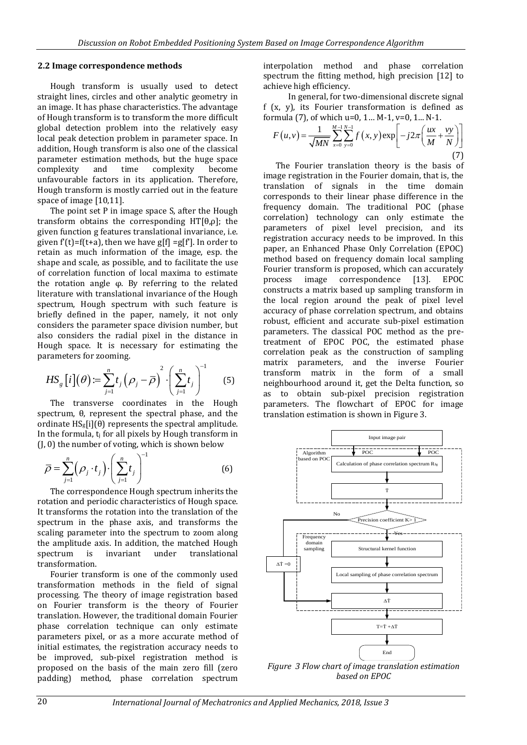### 2.2 Image correspondence methods

Hough transform is usually used to detect straight lines, circles and other analytic geometry in an image. It has phase characteristics. The advantage of Hough transform is to transform the more difficult global detection problem into the relatively easy local peak detection problem in parameter space. In addition, Hough transform is also one of the classical parameter estimation methods, but the huge space complexity and time complexity become unfavourable factors in its application. Therefore, Hough transform is mostly carried out in the feature space of image [10,11].

The point set P in image space S, after the Hough transform obtains the corresponding HT[θ,ρ]; the given function g features translational invariance, i.e. given f'(t)=f(t+a), then we have g[f] =g[f']. In order to retain as much information of the image, esp. the shape and scale, as possible, and to facilitate the use of correlation function of local maxima to estimate the rotation angle φ. By referring to the related literature with translational invariance of the Hough spectrum, Hough spectrum with such feature is briefly defined in the paper, namely, it not only considers the parameter space division number, but also considers the radial pixel in the distance in Hough space. It is necessary for estimating the parameters for zooming.

$$HS_g[i](\theta) := \sum_{j=1}^{n} t_j \left(\rho_j - \bar{\rho}\right)^2 \cdot \left(\sum_{j=1}^{n} t_j\right)^{-1} \quad (5)$$

The transverse coordinates in the Hough spectrum, θ, represent the spectral phase, and the ordinate $HS_g[i](\theta)$ represents the spectral amplitude. In the formula, $t_j$ for all pixels by Hough transform in (J, 0) the number of voting, which is shown below

$$\bar{\rho} = \sum_{j=1}^{n} \left(\rho_j \cdot t_j\right) \cdot \left(\sum_{j=1}^{n} t_j\right)^{-1} \quad (6)$$

The correspondence Hough spectrum inherits the rotation and periodic characteristics of Hough space. It transforms the rotation into the translation of the spectrum in the phase axis, and transforms the scaling parameter into the spectrum to zoom along the amplitude axis. In addition, the matched Hough spectrum is invariant under translational transformation.

Fourier transform is one of the commonly used transformation methods in the field of signal processing. The theory of image registration based on Fourier transform is the theory of Fourier translation. However, the traditional domain Fourier phase correlation technique can only estimate parameters pixel, or as a more accurate method of initial estimates, the registration accuracy needs to be improved, sub-pixel registration method is proposed on the basis of the main zero fill (zero padding) method, phase correlation spectrum interpolation method and phase correlation spectrum the fitting method, high precision [12] to achieve high efficiency.

In general, for two-dimensional discrete signal f (x, y), its Fourier transformation is defined as formula (7), of which u=0, 1… M-1, v=0, 1… N-1.

$$F(u,v) = \frac{1}{\sqrt{MN}} \sum_{x=0}^{M-1} \sum_{y=0}^{N-1} f(x,y) \exp\left[-j2\pi\left(\frac{ux}{M} + \frac{vy}{N}\right)\right] \quad (7)$$

The Fourier translation theory is the basis of image registration in the Fourier domain, that is, the translation of signals in the time domain corresponds to their linear phase difference in the frequency domain. The traditional POC (phase correlation) technology can only estimate the parameters of pixel level precision, and its registration accuracy needs to be improved. In this paper, an Enhanced Phase Only Correlation (EPOC) method based on frequency domain local sampling Fourier transform is proposed, which can accurately process image correspondence [13]. EPOC constructs a matrix based up sampling transform in the local region around the peak of pixel level accuracy of phase correlation spectrum, and obtains robust, efficient and accurate sub-pixel estimation parameters. The classical POC method as the pre-treatment of EPOC POC, the estimated phase correlation peak as the construction of sampling matrix parameters, and the inverse Fourier transform matrix in the form of a small neighbourhood around it, get the Delta function, so as to obtain sub-pixel precision registration parameters. The flowchart of EPOC for image translation estimation is shown in Figure 3.

Input image pair → (Algorithm based on POC: POC, POC → Calculation of phase correlation spectrum $R_{fg}$ → T) → Precision coefficient K> 1 → No: ΔT =0; Yes: (Frequency domain sampling: Structural kernel function → Local sampling of phase correlation spectrum) → ΔT → T=T +ΔT → End

*Figure 3 Flow chart of image translation estimation based on EPOC*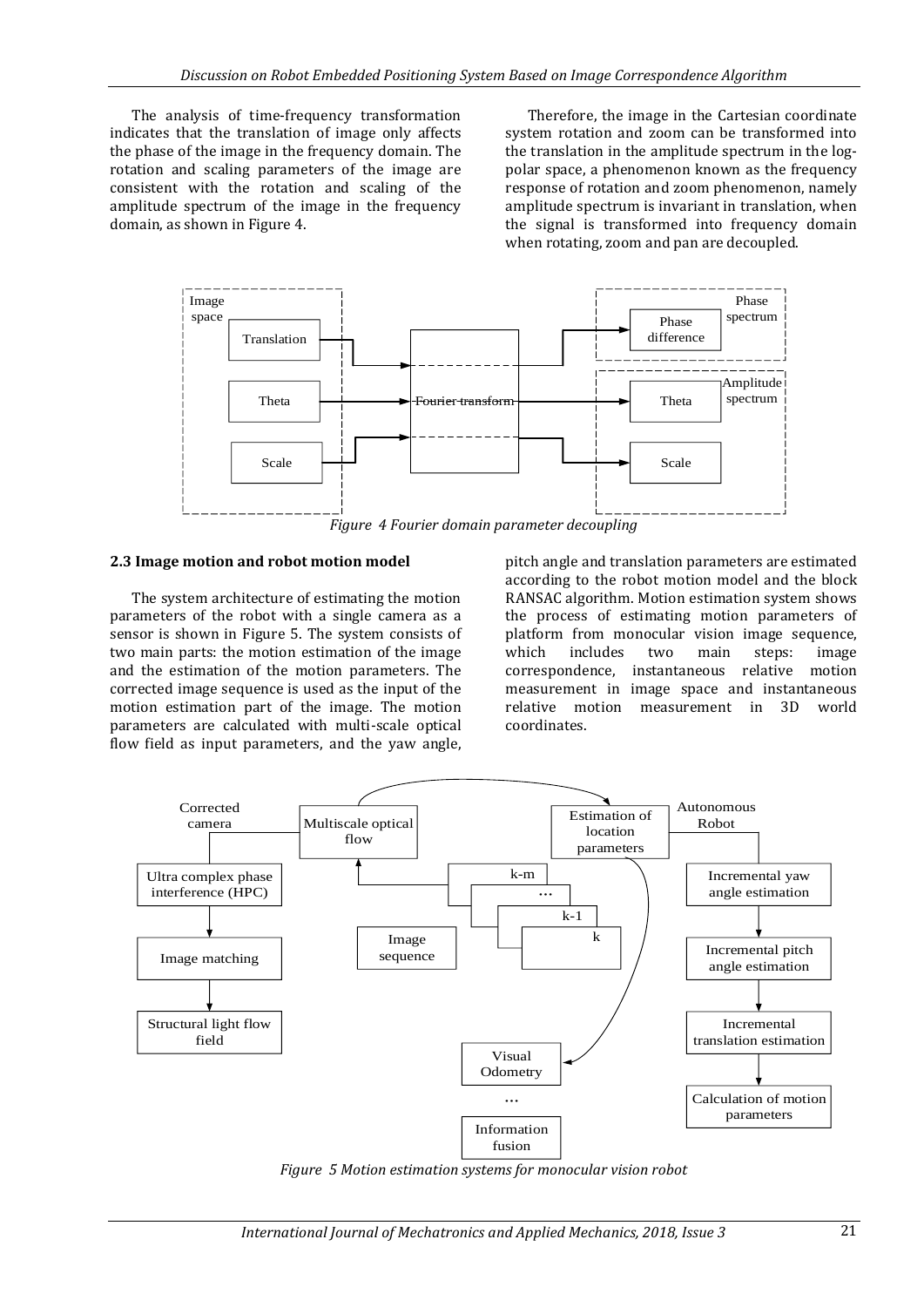The analysis of time-frequency transformation indicates that the translation of image only affects the phase of the image in the frequency domain. The rotation and scaling parameters of the image are consistent with the rotation and scaling of the amplitude spectrum of the image in the frequency domain, as shown in Figure 4.

Therefore, the image in the Cartesian coordinate system rotation and zoom can be transformed into the translation in the amplitude spectrum in the log-polar space, a phenomenon known as the frequency response of rotation and zoom phenomenon, namely amplitude spectrum is invariant in translation, when the signal is transformed into frequency domain when rotating, zoom and pan are decoupled.

*Figure 4 Fourier domain parameter decoupling*

### 2.3 Image motion and robot motion model

The system architecture of estimating the motion parameters of the robot with a single camera as a sensor is shown in Figure 5. The system consists of two main parts: the motion estimation of the image and the estimation of the motion parameters. The corrected image sequence is used as the input of the motion estimation part of the image. The motion parameters are calculated with multi-scale optical flow field as input parameters, and the yaw angle, pitch angle and translation parameters are estimated according to the robot motion model and the block RANSAC algorithm. Motion estimation system shows the process of estimating motion parameters of platform from monocular vision image sequence, which includes two main steps: image correspondence, instantaneous relative motion measurement in image space and instantaneous relative motion measurement in 3D world coordinates.

*Figure 5 Motion estimation systems for monocular vision robot*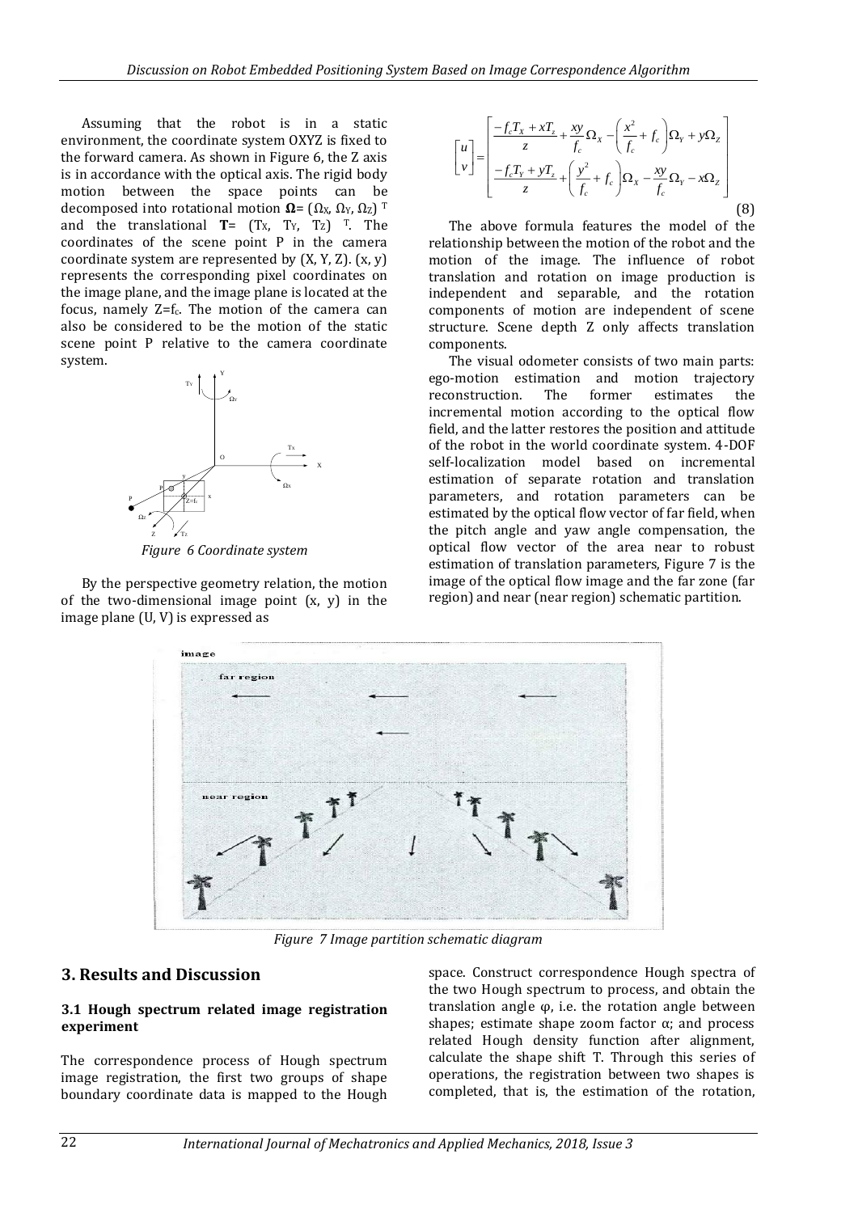Assuming that the robot is in a static environment, the coordinate system OXYZ is fixed to the forward camera. As shown in Figure 6, the Z axis is in accordance with the optical axis. The rigid body motion between the space points can be decomposed into rotational motion $\mathbf{\Omega}=(\Omega_X, \Omega_Y, \Omega_Z)^T$ and the translational $\mathbf{T}=(T_X, T_Y, T_Z)^T$. The coordinates of the scene point P in the camera coordinate system are represented by (X, Y, Z). (x, y) represents the corresponding pixel coordinates on the image plane, and the image plane is located at the focus, namely $Z=f_c$. The motion of the camera can also be considered to be the motion of the static scene point P relative to the camera coordinate system.

*Figure 6 Coordinate system*

By the perspective geometry relation, the motion of the two-dimensional image point (x, y) in the image plane (U, V) is expressed as

$$\begin{bmatrix} u \\ v \end{bmatrix} = \begin{bmatrix} \dfrac{-f_c T_X + x T_z}{z} + \dfrac{xy}{f_c}\Omega_X - \left(\dfrac{x^2}{f_c} + f_c\right)\Omega_Y + y\Omega_Z \\ \dfrac{-f_c T_Y + y T_z}{z} + \left(\dfrac{y^2}{f_c} + f_c\right)\Omega_X - \dfrac{xy}{f_c}\Omega_Y - x\Omega_Z \end{bmatrix} \tag{8}$$

The above formula features the model of the relationship between the motion of the robot and the motion of the image. The influence of robot translation and rotation on image production is independent and separable, and the rotation components of motion are independent of scene structure. Scene depth Z only affects translation components.

The visual odometer consists of two main parts: ego-motion estimation and motion trajectory reconstruction. The former estimates the incremental motion according to the optical flow field, and the latter restores the position and attitude of the robot in the world coordinate system. 4-DOF self-localization model based on incremental estimation of separate rotation and translation parameters, and rotation parameters can be estimated by the optical flow vector of far field, when the pitch angle and yaw angle compensation, the optical flow vector of the area near to robust estimation of translation parameters, Figure 7 is the image of the optical flow image and the far zone (far region) and near (near region) schematic partition.

*Figure 7 Image partition schematic diagram*

## 3. Results and Discussion

### 3.1 Hough spectrum related image registration experiment

The correspondence process of Hough spectrum image registration, the first two groups of shape boundary coordinate data is mapped to the Hough space. Construct correspondence Hough spectra of the two Hough spectrum to process, and obtain the translation angle φ, i.e. the rotation angle between shapes; estimate shape zoom factor α; and process related Hough density function after alignment, calculate the shape shift T. Through this series of operations, the registration between two shapes is completed, that is, the estimation of the rotation,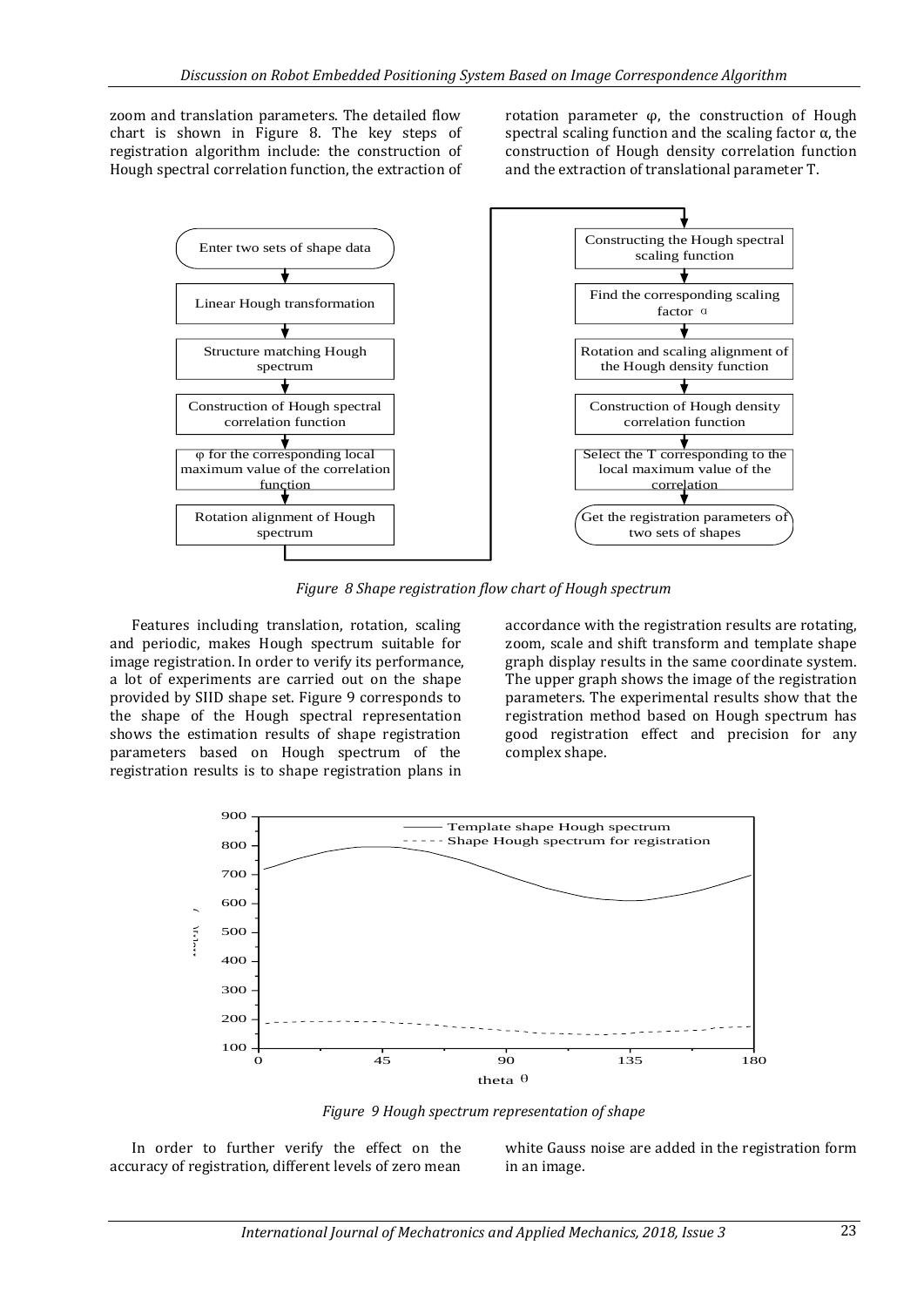zoom and translation parameters. The detailed flow chart is shown in Figure 8. The key steps of registration algorithm include: the construction of Hough spectral correlation function, the extraction of rotation parameter φ, the construction of Hough spectral scaling function and the scaling factor α, the construction of Hough density correlation function and the extraction of translational parameter T.

*Figure 8 Shape registration flow chart of Hough spectrum*

Features including translation, rotation, scaling and periodic, makes Hough spectrum suitable for image registration. In order to verify its performance, a lot of experiments are carried out on the shape provided by SIID shape set. Figure 9 corresponds to the shape of the Hough spectral representation shows the estimation results of shape registration parameters based on Hough spectrum of the registration results is to shape registration plans in accordance with the registration results are rotating, zoom, scale and shift transform and template shape graph display results in the same coordinate system. The upper graph shows the image of the registration parameters. The experimental results show that the registration method based on Hough spectrum has good registration effect and precision for any complex shape.

*Figure 9 Hough spectrum representation of shape*

In order to further verify the effect on the accuracy of registration, different levels of zero mean white Gauss noise are added in the registration form in an image.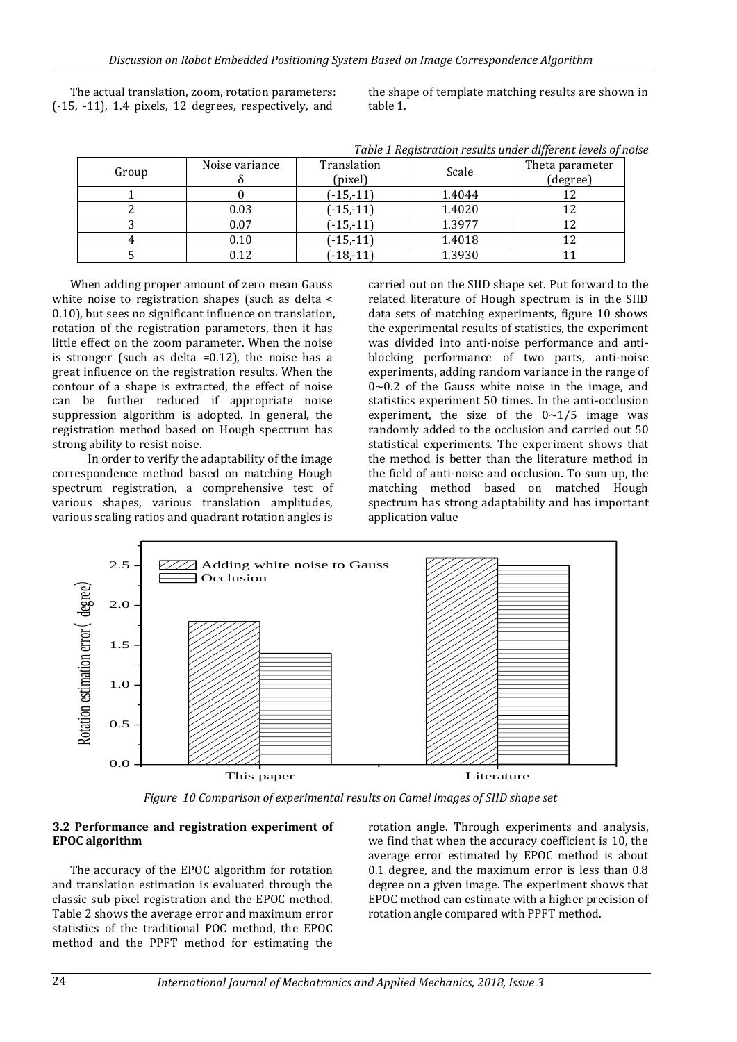The actual translation, zoom, rotation parameters: (-15, -11), 1.4 pixels, 12 degrees, respectively, and the shape of template matching results are shown in table 1.

*Table 1 Registration results under different levels of noise*

| Group | Noise variance δ | Translation (pixel) | Scale | Theta parameter (degree) |
|---|---|---|---|---|
| 1 | 0 | (-15,-11) | 1.4044 | 12 |
| 2 | 0.03 | (-15,-11) | 1.4020 | 12 |
| 3 | 0.07 | (-15,-11) | 1.3977 | 12 |
| 4 | 0.10 | (-15,-11) | 1.4018 | 12 |
| 5 | 0.12 | (-18,-11) | 1.3930 | 11 |

When adding proper amount of zero mean Gauss white noise to registration shapes (such as delta < 0.10), but sees no significant influence on translation, rotation of the registration parameters, then it has little effect on the zoom parameter. When the noise is stronger (such as delta =0.12), the noise has a great influence on the registration results. When the contour of a shape is extracted, the effect of noise can be further reduced if appropriate noise suppression algorithm is adopted. In general, the registration method based on Hough spectrum has strong ability to resist noise.

In order to verify the adaptability of the image correspondence method based on matching Hough spectrum registration, a comprehensive test of various shapes, various translation amplitudes, various scaling ratios and quadrant rotation angles is carried out on the SIID shape set. Put forward to the related literature of Hough spectrum is in the SIID data sets of matching experiments, figure 10 shows the experimental results of statistics, the experiment was divided into anti-noise performance and anti-blocking performance of two parts, anti-noise experiments, adding random variance in the range of 0~0.2 of the Gauss white noise in the image, and statistics experiment 50 times. In the anti-occlusion experiment, the size of the 0~1/5 image was randomly added to the occlusion and carried out 50 statistical experiments. The experiment shows that the method is better than the literature method in the field of anti-noise and occlusion. To sum up, the matching method based on matched Hough spectrum has strong adaptability and has important application value

*Figure 10 Comparison of experimental results on Camel images of SIID shape set*

### 3.2 Performance and registration experiment of EPOC algorithm

The accuracy of the EPOC algorithm for rotation and translation estimation is evaluated through the classic sub pixel registration and the EPOC method. Table 2 shows the average error and maximum error statistics of the traditional POC method, the EPOC method and the PPFT method for estimating the rotation angle. Through experiments and analysis, we find that when the accuracy coefficient is 10, the average error estimated by EPOC method is about 0.1 degree, and the maximum error is less than 0.8 degree on a given image. The experiment shows that EPOC method can estimate with a higher precision of rotation angle compared with PPFT method.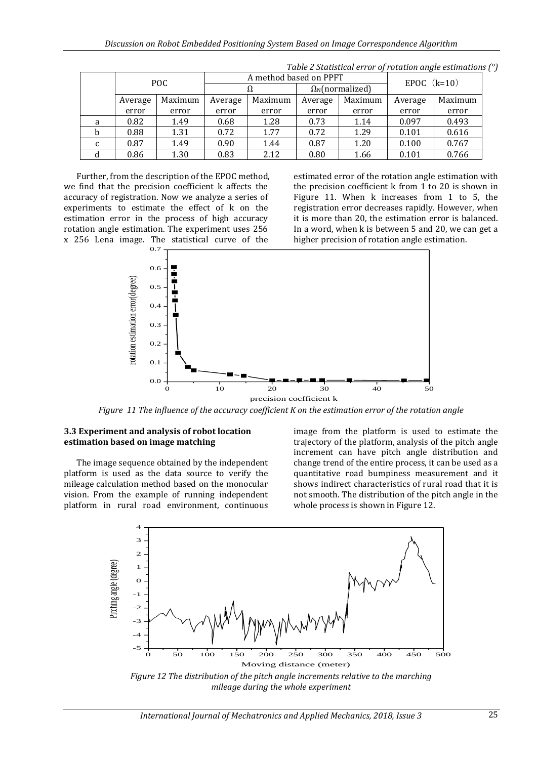*Table 2 Statistical error of rotation angle estimations (°)*

| | POC | | A method based on PPFT | | | | EPOC (k=10) | |
|---|---|---|---|---|---|---|---|---|
| | | | Ω | | $\Omega_N$(normalized) | | | |
| | Average error | Maximum error | Average error | Maximum error | Average error | Maximum error | Average error | Maximum error |
| a | 0.82 | 1.49 | 0.68 | 1.28 | 0.73 | 1.14 | 0.097 | 0.493 |
| b | 0.88 | 1.31 | 0.72 | 1.77 | 0.72 | 1.29 | 0.101 | 0.616 |
| c | 0.87 | 1.49 | 0.90 | 1.44 | 0.87 | 1.20 | 0.100 | 0.767 |
| d | 0.86 | 1.30 | 0.83 | 2.12 | 0.80 | 1.66 | 0.101 | 0.766 |

Further, from the description of the EPOC method, we find that the precision coefficient k affects the accuracy of registration. Now we analyze a series of experiments to estimate the effect of k on the estimation error in the process of high accuracy rotation angle estimation. The experiment uses 256 x 256 Lena image. The statistical curve of the estimated error of the rotation angle estimation with the precision coefficient k from 1 to 20 is shown in Figure 11. When k increases from 1 to 5, the registration error decreases rapidly. However, when it is more than 20, the estimation error is balanced. In a word, when k is between 5 and 20, we can get a higher precision of rotation angle estimation.

*Figure 11 The influence of the accuracy coefficient K on the estimation error of the rotation angle*

### 3.3 Experiment and analysis of robot location estimation based on image matching

The image sequence obtained by the independent platform is used as the data source to verify the mileage calculation method based on the monocular vision. From the example of running independent platform in rural road environment, continuous image from the platform is used to estimate the trajectory of the platform, analysis of the pitch angle increment can have pitch angle distribution and change trend of the entire process, it can be used as a quantitative road bumpiness measurement and it shows indirect characteristics of rural road that it is not smooth. The distribution of the pitch angle in the whole process is shown in Figure 12.

*Figure 12 The distribution of the pitch angle increments relative to the marching mileage during the whole experiment*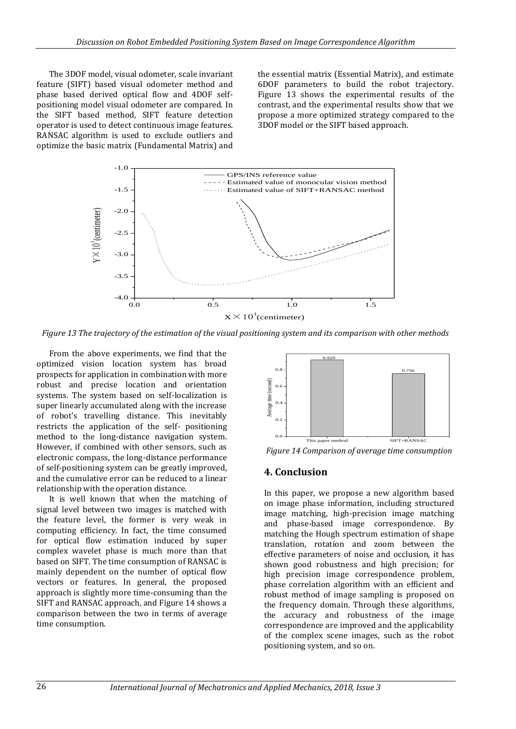The 3DOF model, visual odometer, scale invariant feature (SIFT) based visual odometer method and phase based derived optical flow and 4DOF self-positioning model visual odometer are compared. In the SIFT based method, SIFT feature detection operator is used to detect continuous image features. RANSAC algorithm is used to exclude outliers and optimize the basic matrix (Fundamental Matrix) and the essential matrix (Essential Matrix), and estimate 6DOF parameters to build the robot trajectory. Figure 13 shows the experimental results of the contrast, and the experimental results show that we propose a more optimized strategy compared to the 3DOF model or the SIFT based approach.

*Figure 13 The trajectory of the estimation of the visual positioning system and its comparison with other methods*

From the above experiments, we find that the optimized vision location system has broad prospects for application in combination with more robust and precise location and orientation systems. The system based on self-localization is super linearly accumulated along with the increase of robot's travelling distance. This inevitably restricts the application of the self- positioning method to the long-distance navigation system. However, if combined with other sensors, such as electronic compass, the long-distance performance of self-positioning system can be greatly improved, and the cumulative error can be reduced to a linear relationship with the operation distance.

It is well known that when the matching of signal level between two images is matched with the feature level, the former is very weak in computing efficiency. In fact, the time consumed for optical flow estimation induced by super complex wavelet phase is much more than that based on SIFT. The time consumption of RANSAC is mainly dependent on the number of optical flow vectors or features. In general, the proposed approach is slightly more time-consuming than the SIFT and RANSAC approach, and Figure 14 shows a comparison between the two in terms of average time consumption.

*Figure 14 Comparison of average time consumption*

## 4. Conclusion

In this paper, we propose a new algorithm based on image phase information, including structured image matching, high-precision image matching and phase-based image correspondence. By matching the Hough spectrum estimation of shape translation, rotation and zoom between the effective parameters of noise and occlusion, it has shown good robustness and high precision; for high precision image correspondence problem, phase correlation algorithm with an efficient and robust method of image sampling is proposed on the frequency domain. Through these algorithms, the accuracy and robustness of the image correspondence are improved and the applicability of the complex scene images, such as the robot positioning system, and so on.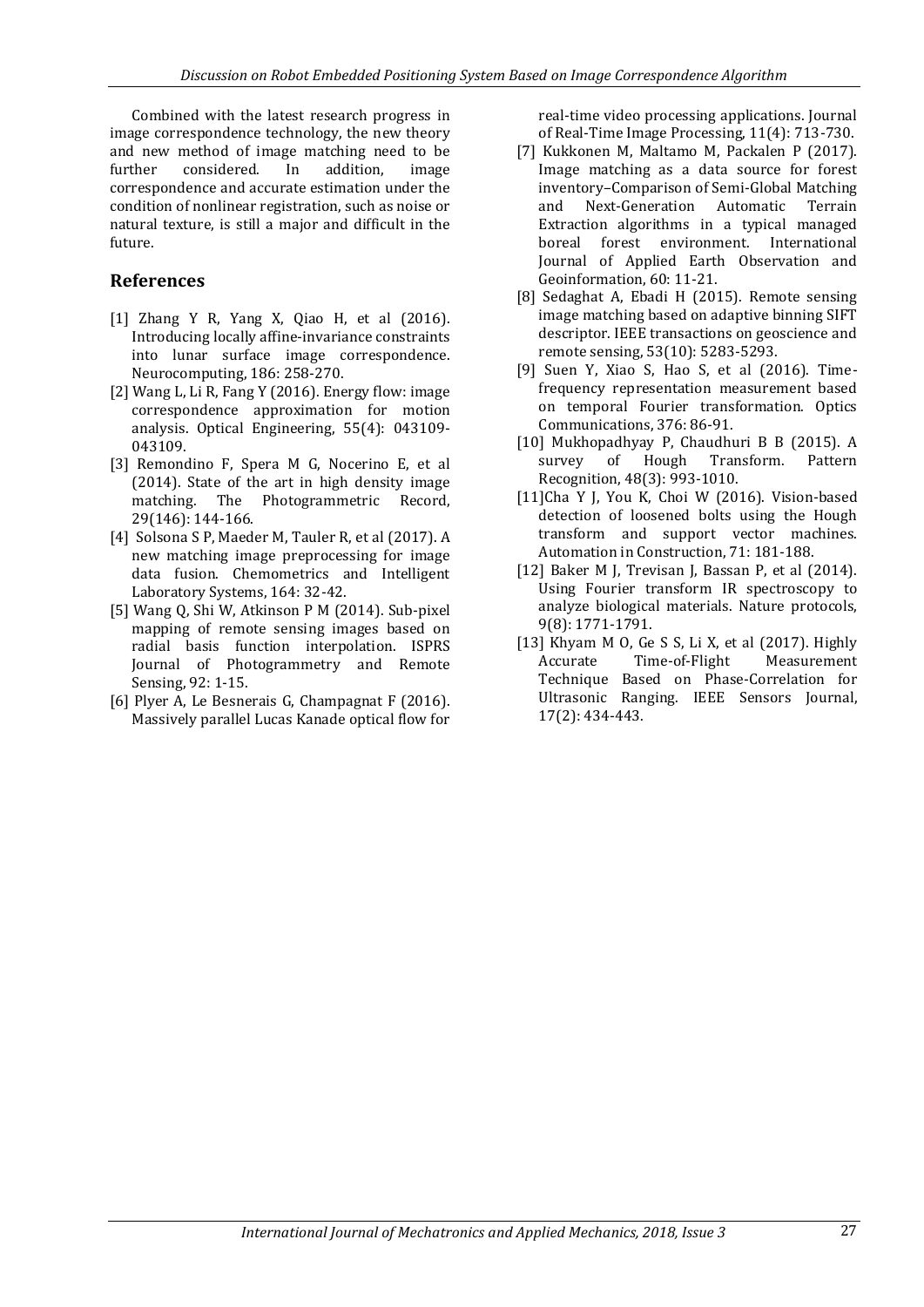Combined with the latest research progress in image correspondence technology, the new theory and new method of image matching need to be further considered. In addition, image correspondence and accurate estimation under the condition of nonlinear registration, such as noise or natural texture, is still a major and difficult in the future.

## References

[1] Zhang Y R, Yang X, Qiao H, et al (2016). Introducing locally affine-invariance constraints into lunar surface image correspondence. Neurocomputing, 186: 258-270.

[2] Wang L, Li R, Fang Y (2016). Energy flow: image correspondence approximation for motion analysis. Optical Engineering, 55(4): 043109-043109.

[3] Remondino F, Spera M G, Nocerino E, et al (2014). State of the art in high density image matching. The Photogrammetric Record, 29(146): 144-166.

[4] Solsona S P, Maeder M, Tauler R, et al (2017). A new matching image preprocessing for image data fusion. Chemometrics and Intelligent Laboratory Systems, 164: 32-42.

[5] Wang Q, Shi W, Atkinson P M (2014). Sub-pixel mapping of remote sensing images based on radial basis function interpolation. ISPRS Journal of Photogrammetry and Remote Sensing, 92: 1-15.

[6] Plyer A, Le Besnerais G, Champagnat F (2016). Massively parallel Lucas Kanade optical flow for real-time video processing applications. Journal of Real-Time Image Processing, 11(4): 713-730.

[7] Kukkonen M, Maltamo M, Packalen P (2017). Image matching as a data source for forest inventory–Comparison of Semi-Global Matching and Next-Generation Automatic Terrain Extraction algorithms in a typical managed boreal forest environment. International Journal of Applied Earth Observation and Geoinformation, 60: 11-21.

[8] Sedaghat A, Ebadi H (2015). Remote sensing image matching based on adaptive binning SIFT descriptor. IEEE transactions on geoscience and remote sensing, 53(10): 5283-5293.

[9] Suen Y, Xiao S, Hao S, et al (2016). Time-frequency representation measurement based on temporal Fourier transformation. Optics Communications, 376: 86-91.

[10] Mukhopadhyay P, Chaudhuri B B (2015). A survey of Hough Transform. Pattern Recognition, 48(3): 993-1010.

[11] Cha Y J, You K, Choi W (2016). Vision-based detection of loosened bolts using the Hough transform and support vector machines. Automation in Construction, 71: 181-188.

[12] Baker M J, Trevisan J, Bassan P, et al (2014). Using Fourier transform IR spectroscopy to analyze biological materials. Nature protocols, 9(8): 1771-1791.

[13] Khyam M O, Ge S S, Li X, et al (2017). Highly Accurate Time-of-Flight Measurement Technique Based on Phase-Correlation for Ultrasonic Ranging. IEEE Sensors Journal, 17(2): 434-443.